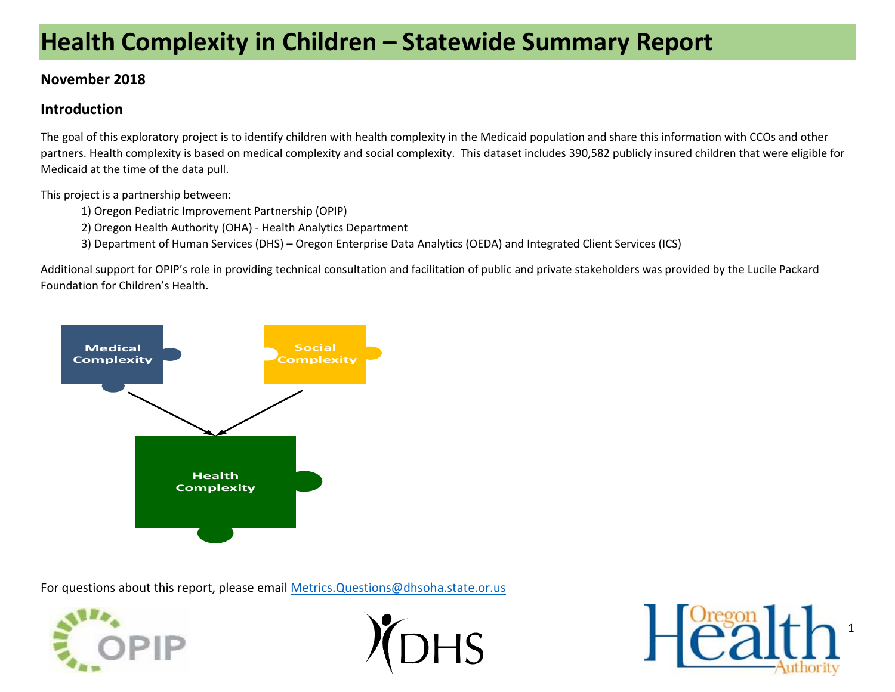# Health Complexity in Children – Statewide Summary Report

**November 2018**

## Introduction

The goal of this exploratory project is to identify children with health complexity in the Medicaid population and share this information with CCOs and other partners. Health complexity is based on medical complexity and social complexity. This dataset includes 390,582 publicly insured children that were eligible for Medicaid at the time of the data pull.

This project is a partnership between:

1) Oregon Pediatric Improvement Partnership (OPIP)
2) Oregon Health Authority (OHA) - Health Analytics Department
3) Department of Human Services (DHS) – Oregon Enterprise Data Analytics (OEDA) and Integrated Client Services (ICS)

Additional support for OPIP's role in providing technical consultation and facilitation of public and private stakeholders was provided by the Lucile Packard Foundation for Children's Health.

Medical Complexity

Social Complexity

Health Complexity

For questions about this report, please email Metrics.Questions@dhsoha.state.or.us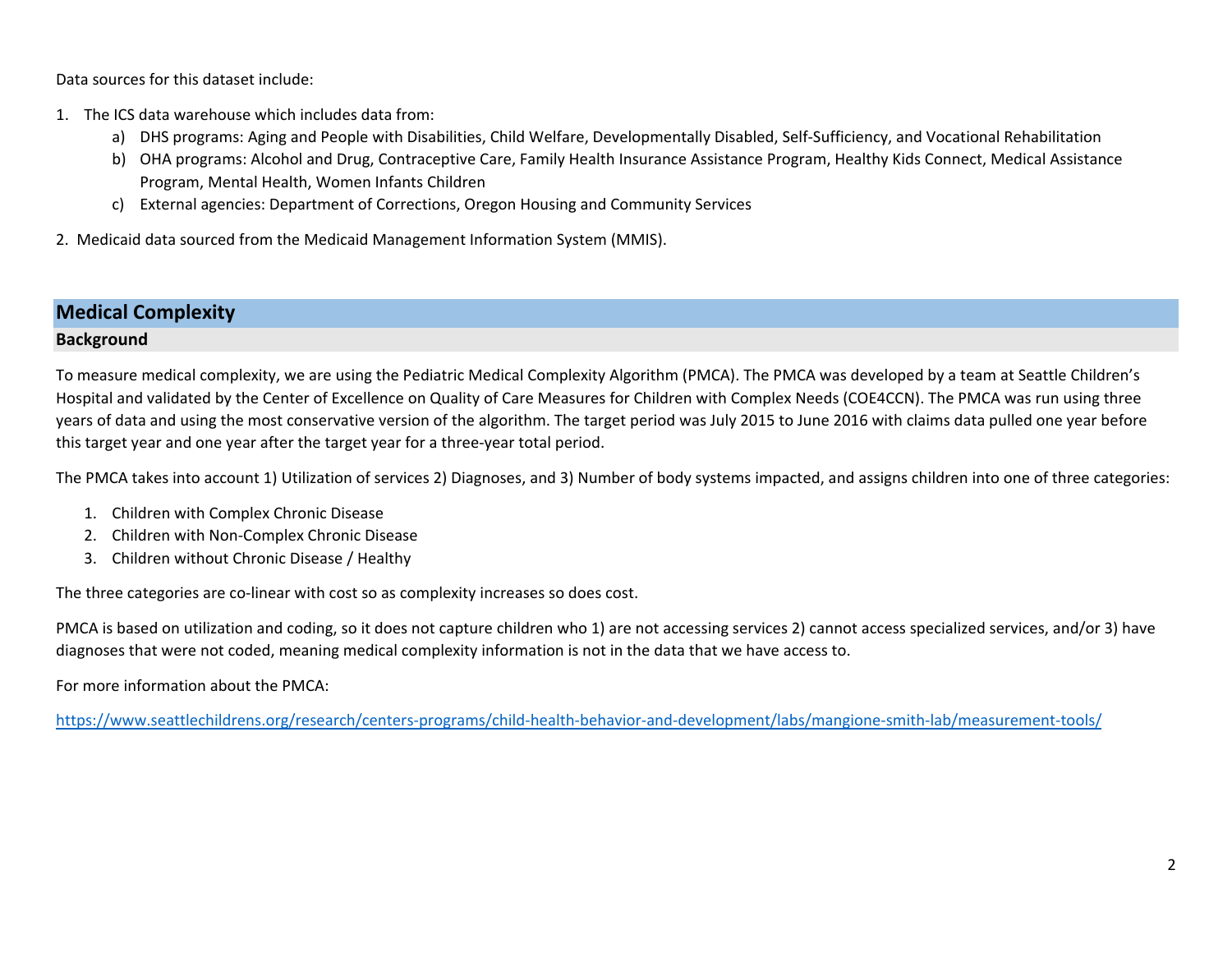Data sources for this dataset include:

1. The ICS data warehouse which includes data from:
   a) DHS programs: Aging and People with Disabilities, Child Welfare, Developmentally Disabled, Self-Sufficiency, and Vocational Rehabilitation
   b) OHA programs: Alcohol and Drug, Contraceptive Care, Family Health Insurance Assistance Program, Healthy Kids Connect, Medical Assistance Program, Mental Health, Women Infants Children
   c) External agencies: Department of Corrections, Oregon Housing and Community Services

2. Medicaid data sourced from the Medicaid Management Information System (MMIS).

## Medical Complexity

### Background

To measure medical complexity, we are using the Pediatric Medical Complexity Algorithm (PMCA). The PMCA was developed by a team at Seattle Children's Hospital and validated by the Center of Excellence on Quality of Care Measures for Children with Complex Needs (COE4CCN). The PMCA was run using three years of data and using the most conservative version of the algorithm. The target period was July 2015 to June 2016 with claims data pulled one year before this target year and one year after the target year for a three-year total period.

The PMCA takes into account 1) Utilization of services 2) Diagnoses, and 3) Number of body systems impacted, and assigns children into one of three categories:

1. Children with Complex Chronic Disease
2. Children with Non-Complex Chronic Disease
3. Children without Chronic Disease / Healthy

The three categories are co-linear with cost so as complexity increases so does cost.

PMCA is based on utilization and coding, so it does not capture children who 1) are not accessing services 2) cannot access specialized services, and/or 3) have diagnoses that were not coded, meaning medical complexity information is not in the data that we have access to.

For more information about the PMCA:

https://www.seattlechildrens.org/research/centers-programs/child-health-behavior-and-development/labs/mangione-smith-lab/measurement-tools/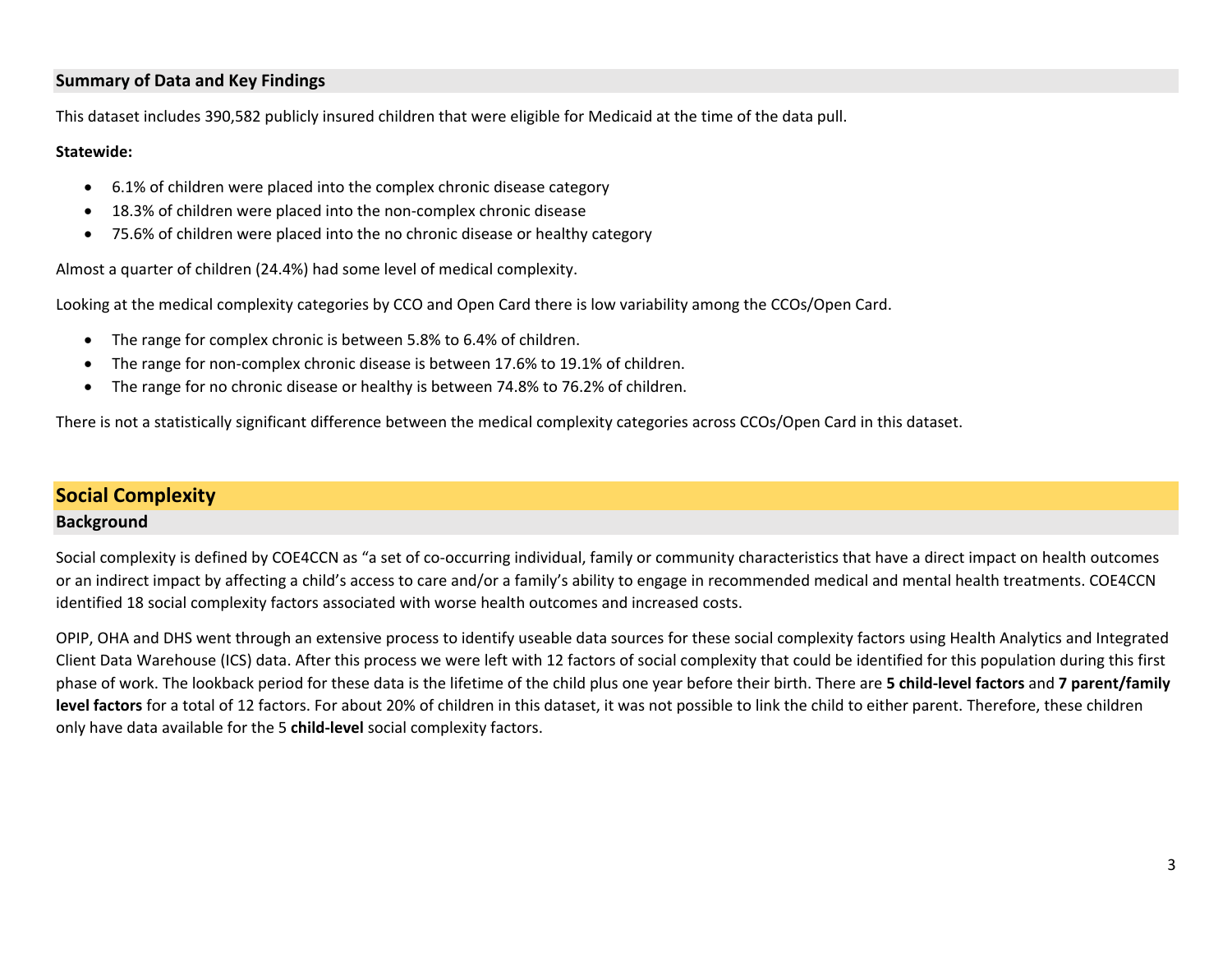### Summary of Data and Key Findings

This dataset includes 390,582 publicly insured children that were eligible for Medicaid at the time of the data pull.

**Statewide:**

- 6.1% of children were placed into the complex chronic disease category
- 18.3% of children were placed into the non-complex chronic disease
- 75.6% of children were placed into the no chronic disease or healthy category

Almost a quarter of children (24.4%) had some level of medical complexity.

Looking at the medical complexity categories by CCO and Open Card there is low variability among the CCOs/Open Card.

- The range for complex chronic is between 5.8% to 6.4% of children.
- The range for non-complex chronic disease is between 17.6% to 19.1% of children.
- The range for no chronic disease or healthy is between 74.8% to 76.2% of children.

There is not a statistically significant difference between the medical complexity categories across CCOs/Open Card in this dataset.

## Social Complexity

### Background

Social complexity is defined by COE4CCN as "a set of co-occurring individual, family or community characteristics that have a direct impact on health outcomes or an indirect impact by affecting a child's access to care and/or a family's ability to engage in recommended medical and mental health treatments. COE4CCN identified 18 social complexity factors associated with worse health outcomes and increased costs.

OPIP, OHA and DHS went through an extensive process to identify useable data sources for these social complexity factors using Health Analytics and Integrated Client Data Warehouse (ICS) data. After this process we were left with 12 factors of social complexity that could be identified for this population during this first phase of work. The lookback period for these data is the lifetime of the child plus one year before their birth. There are **5 child-level factors** and **7 parent/family level factors** for a total of 12 factors. For about 20% of children in this dataset, it was not possible to link the child to either parent. Therefore, these children only have data available for the 5 **child-level** social complexity factors.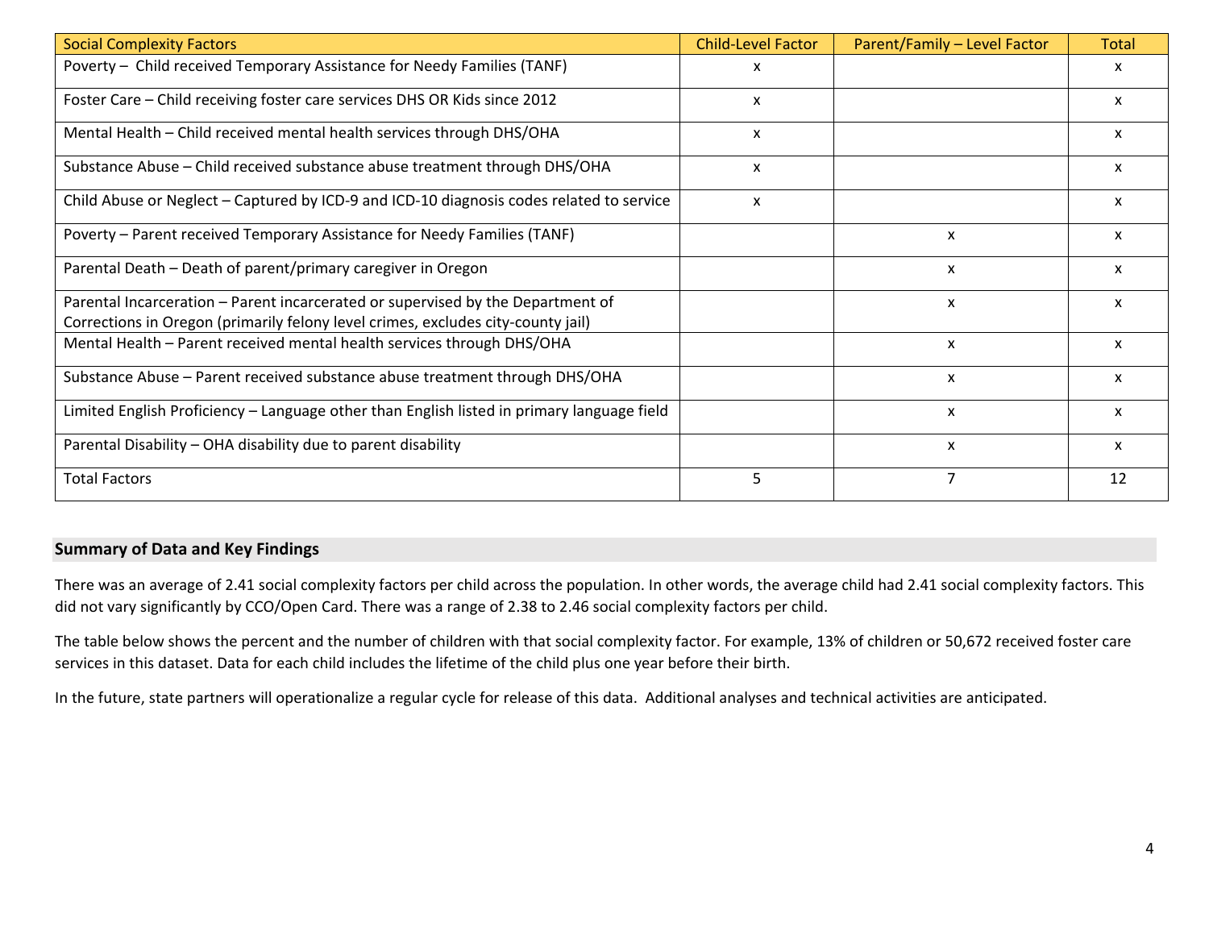| Social Complexity Factors | Child-Level Factor | Parent/Family – Level Factor | Total |
|---|---|---|---|
| Poverty – Child received Temporary Assistance for Needy Families (TANF) | x | | x |
| Foster Care – Child receiving foster care services DHS OR Kids since 2012 | x | | x |
| Mental Health – Child received mental health services through DHS/OHA | x | | x |
| Substance Abuse – Child received substance abuse treatment through DHS/OHA | x | | x |
| Child Abuse or Neglect – Captured by ICD-9 and ICD-10 diagnosis codes related to service | x | | x |
| Poverty – Parent received Temporary Assistance for Needy Families (TANF) | | x | x |
| Parental Death – Death of parent/primary caregiver in Oregon | | x | x |
| Parental Incarceration – Parent incarcerated or supervised by the Department of Corrections in Oregon (primarily felony level crimes, excludes city-county jail) | | x | x |
| Mental Health – Parent received mental health services through DHS/OHA | | x | x |
| Substance Abuse – Parent received substance abuse treatment through DHS/OHA | | x | x |
| Limited English Proficiency – Language other than English listed in primary language field | | x | x |
| Parental Disability – OHA disability due to parent disability | | x | x |
| Total Factors | 5 | 7 | 12 |

## Summary of Data and Key Findings

There was an average of 2.41 social complexity factors per child across the population. In other words, the average child had 2.41 social complexity factors. This did not vary significantly by CCO/Open Card. There was a range of 2.38 to 2.46 social complexity factors per child.

The table below shows the percent and the number of children with that social complexity factor. For example, 13% of children or 50,672 received foster care services in this dataset. Data for each child includes the lifetime of the child plus one year before their birth.

In the future, state partners will operationalize a regular cycle for release of this data. Additional analyses and technical activities are anticipated.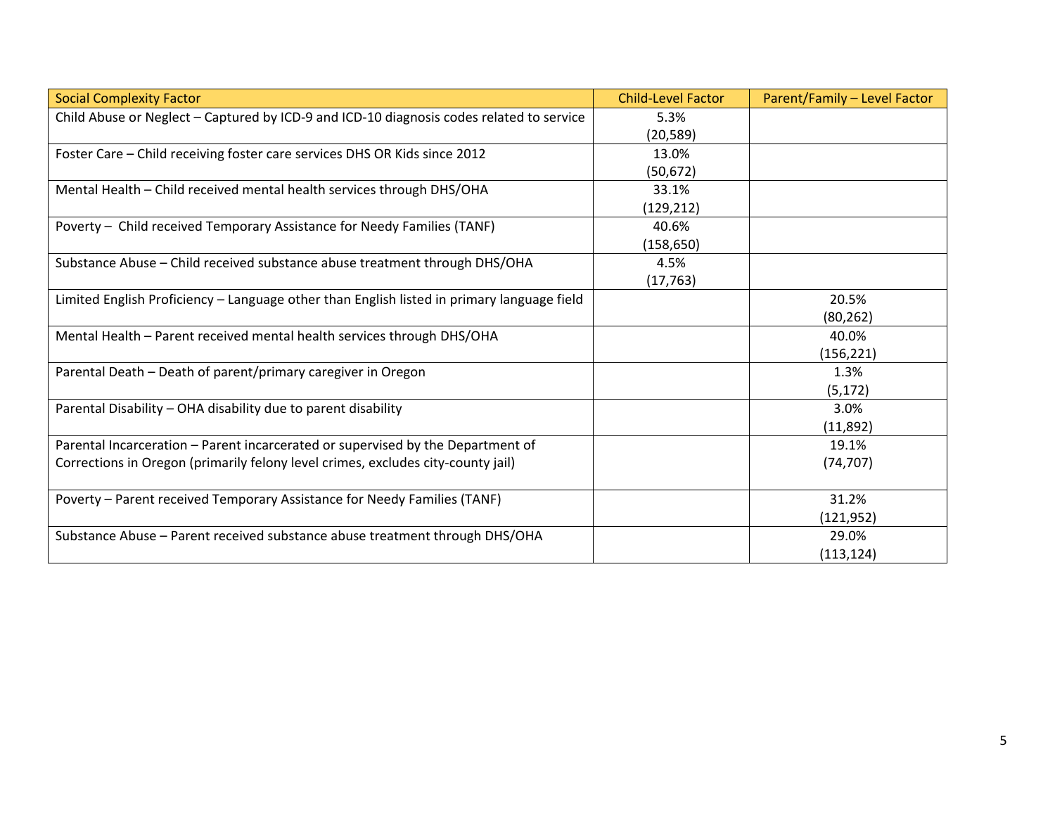| Social Complexity Factor | Child-Level Factor | Parent/Family – Level Factor |
|---|---|---|
| Child Abuse or Neglect – Captured by ICD-9 and ICD-10 diagnosis codes related to service | 5.3% (20,589) | |
| Foster Care – Child receiving foster care services DHS OR Kids since 2012 | 13.0% (50,672) | |
| Mental Health – Child received mental health services through DHS/OHA | 33.1% (129,212) | |
| Poverty – Child received Temporary Assistance for Needy Families (TANF) | 40.6% (158,650) | |
| Substance Abuse – Child received substance abuse treatment through DHS/OHA | 4.5% (17,763) | |
| Limited English Proficiency – Language other than English listed in primary language field | | 20.5% (80,262) |
| Mental Health – Parent received mental health services through DHS/OHA | | 40.0% (156,221) |
| Parental Death – Death of parent/primary caregiver in Oregon | | 1.3% (5,172) |
| Parental Disability – OHA disability due to parent disability | | 3.0% (11,892) |
| Parental Incarceration – Parent incarcerated or supervised by the Department of Corrections in Oregon (primarily felony level crimes, excludes city-county jail) | | 19.1% (74,707) |
| Poverty – Parent received Temporary Assistance for Needy Families (TANF) | | 31.2% (121,952) |
| Substance Abuse – Parent received substance abuse treatment through DHS/OHA | | 29.0% (113,124) |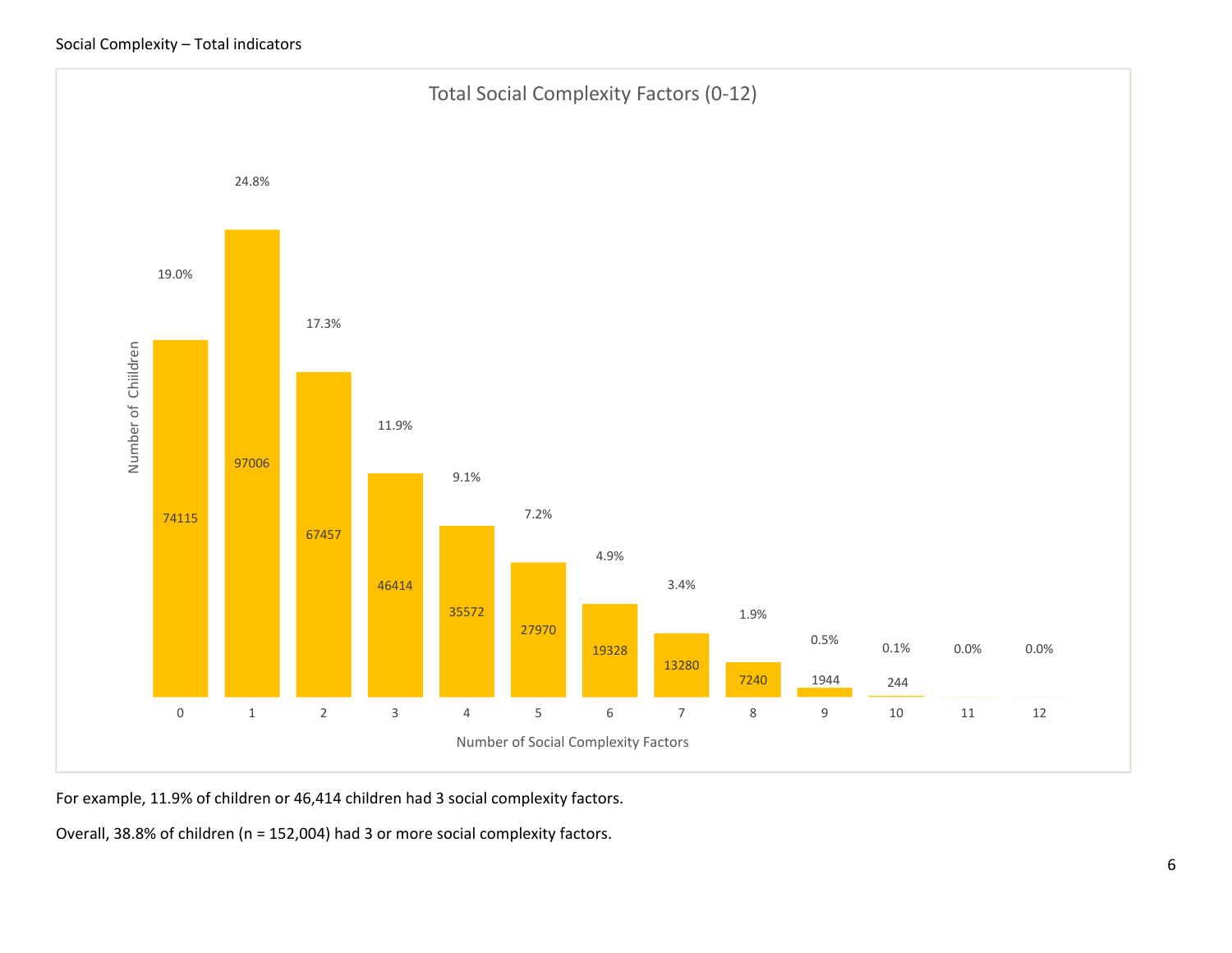Social Complexity – Total indicators

**Total Social Complexity Factors (0-12)**

| Number of Social Complexity Factors | Number of Children | Percent |
|---|---|---|
| 0 | 74115 | 19.0% |
| 1 | 97006 | 24.8% |
| 2 | 67457 | 17.3% |
| 3 | 46414 | 11.9% |
| 4 | 35572 | 9.1% |
| 5 | 27970 | 7.2% |
| 6 | 19328 | 4.9% |
| 7 | 13280 | 3.4% |
| 8 | 7240 | 1.9% |
| 9 | 1944 | 0.5% |
| 10 | 244 | 0.1% |
| 11 | | 0.0% |
| 12 | | 0.0% |

For example, 11.9% of children or 46,414 children had 3 social complexity factors.

Overall, 38.8% of children (n = 152,004) had 3 or more social complexity factors.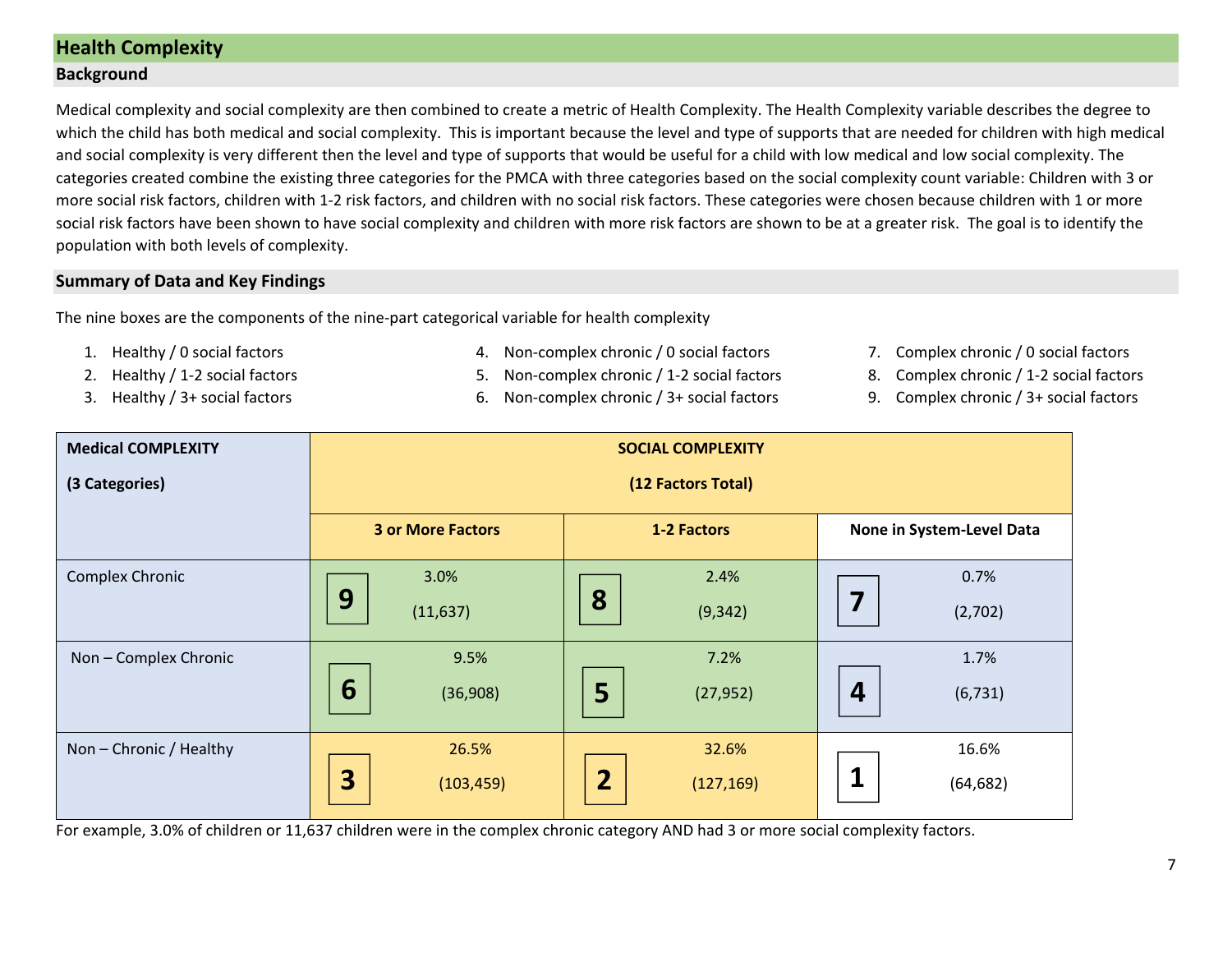## Health Complexity

### Background

Medical complexity and social complexity are then combined to create a metric of Health Complexity. The Health Complexity variable describes the degree to which the child has both medical and social complexity. This is important because the level and type of supports that are needed for children with high medical and social complexity is very different then the level and type of supports that would be useful for a child with low medical and low social complexity. The categories created combine the existing three categories for the PMCA with three categories based on the social complexity count variable: Children with 3 or more social risk factors, children with 1-2 risk factors, and children with no social risk factors. These categories were chosen because children with 1 or more social risk factors have been shown to have social complexity and children with more risk factors are shown to be at a greater risk. The goal is to identify the population with both levels of complexity.

### Summary of Data and Key Findings

The nine boxes are the components of the nine-part categorical variable for health complexity

1. Healthy / 0 social factors
2. Healthy / 1-2 social factors
3. Healthy / 3+ social factors
4. Non-complex chronic / 0 social factors
5. Non-complex chronic / 1-2 social factors
6. Non-complex chronic / 3+ social factors
7. Complex chronic / 0 social factors
8. Complex chronic / 1-2 social factors
9. Complex chronic / 3+ social factors

| **Medical COMPLEXITY (3 Categories)** | **SOCIAL COMPLEXITY (12 Factors Total)** | | |
|---|---|---|---|
| | **3 or More Factors** | **1-2 Factors** | **None in System-Level Data** |
| Complex Chronic | **9** 3.0% (11,637) | **8** 2.4% (9,342) | **7** 0.7% (2,702) |
| Non – Complex Chronic | **6** 9.5% (36,908) | **5** 7.2% (27,952) | **4** 1.7% (6,731) |
| Non – Chronic / Healthy | **3** 26.5% (103,459) | **2** 32.6% (127,169) | **1** 16.6% (64,682) |

For example, 3.0% of children or 11,637 children were in the complex chronic category AND had 3 or more social complexity factors.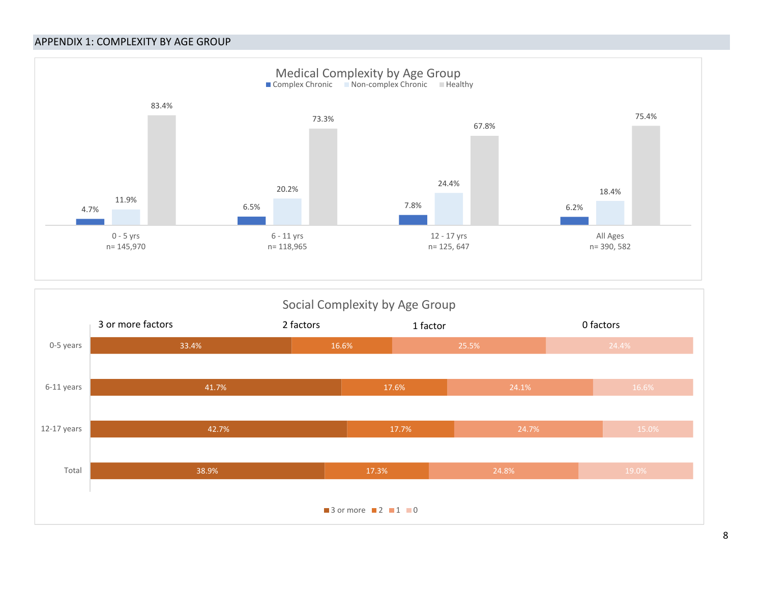## APPENDIX 1: COMPLEXITY BY AGE GROUP

**Medical Complexity by Age Group**

| Age Group | Complex Chronic | Non-complex Chronic | Healthy |
|---|---|---|---|
| 0 - 5 yrs (n= 145,970) | 4.7% | 11.9% | 83.4% |
| 6 - 11 yrs (n= 118,965) | 6.5% | 20.2% | 73.3% |
| 12 - 17 yrs (n= 125, 647) | 7.8% | 24.4% | 67.8% |
| All Ages (n= 390, 582) | 6.2% | 18.4% | 75.4% |

**Social Complexity by Age Group**

| Age Group | 3 or more factors | 2 factors | 1 factor | 0 factors |
|---|---|---|---|---|
| 0-5 years | 33.4% | 16.6% | 25.5% | 24.4% |
| 6-11 years | 41.7% | 17.6% | 24.1% | 16.6% |
| 12-17 years | 42.7% | 17.7% | 24.7% | 15.0% |
| Total | 38.9% | 17.3% | 24.8% | 19.0% |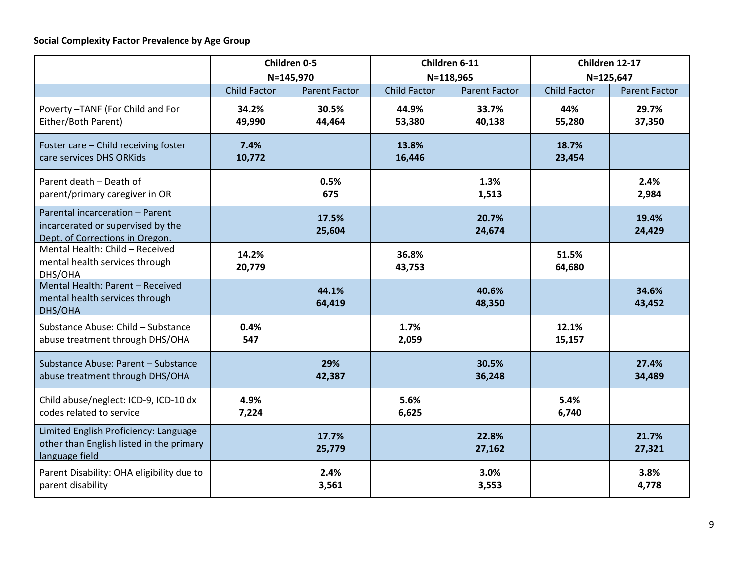**Social Complexity Factor Prevalence by Age Group**

| | Children 0-5 N=145,970 | | Children 6-11 N=118,965 | | Children 12-17 N=125,647 | |
|---|---|---|---|---|---|---|
| | Child Factor | Parent Factor | Child Factor | Parent Factor | Child Factor | Parent Factor |
| Poverty –TANF (For Child and For Either/Both Parent) | **34.2% 49,990** | **30.5% 44,464** | **44.9% 53,380** | **33.7% 40,138** | **44% 55,280** | **29.7% 37,350** |
| Foster care – Child receiving foster care services DHS ORKids | **7.4% 10,772** | | **13.8% 16,446** | | **18.7% 23,454** | |
| Parent death – Death of parent/primary caregiver in OR | | **0.5% 675** | | **1.3% 1,513** | | **2.4% 2,984** |
| Parental incarceration – Parent incarcerated or supervised by the Dept. of Corrections in Oregon. | | **17.5% 25,604** | | **20.7% 24,674** | | **19.4% 24,429** |
| Mental Health: Child – Received mental health services through DHS/OHA | **14.2% 20,779** | | **36.8% 43,753** | | **51.5% 64,680** | |
| Mental Health: Parent – Received mental health services through DHS/OHA | | **44.1% 64,419** | | **40.6% 48,350** | | **34.6% 43,452** |
| Substance Abuse: Child – Substance abuse treatment through DHS/OHA | **0.4% 547** | | **1.7% 2,059** | | **12.1% 15,157** | |
| Substance Abuse: Parent – Substance abuse treatment through DHS/OHA | | **29% 42,387** | | **30.5% 36,248** | | **27.4% 34,489** |
| Child abuse/neglect: ICD-9, ICD-10 dx codes related to service | **4.9% 7,224** | | **5.6% 6,625** | | **5.4% 6,740** | |
| Limited English Proficiency: Language other than English listed in the primary language field | | **17.7% 25,779** | | **22.8% 27,162** | | **21.7% 27,321** |
| Parent Disability: OHA eligibility due to parent disability | | **2.4% 3,561** | | **3.0% 3,553** | | **3.8% 4,778** |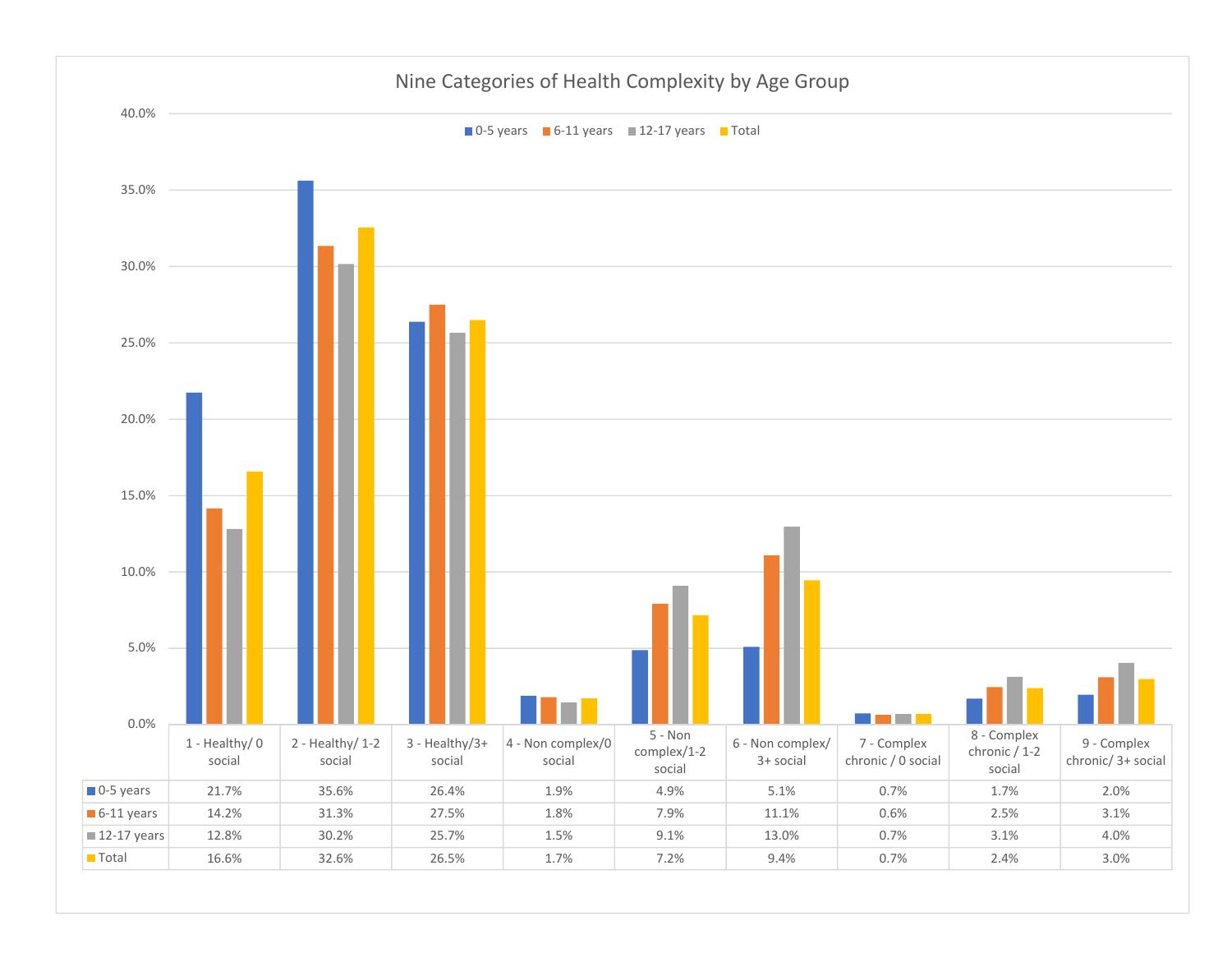## Nine Categories of Health Complexity by Age Group

| | 1 - Healthy/ 0 social | 2 - Healthy/ 1-2 social | 3 - Healthy/3+ social | 4 - Non complex/0 social | 5 - Non complex/1-2 social | 6 - Non complex/ 3+ social | 7 - Complex chronic / 0 social | 8 - Complex chronic / 1-2 social | 9 - Complex chronic/ 3+ social |
|---|---|---|---|---|---|---|---|---|---|
| 0-5 years | 21.7% | 35.6% | 26.4% | 1.9% | 4.9% | 5.1% | 0.7% | 1.7% | 2.0% |
| 6-11 years | 14.2% | 31.3% | 27.5% | 1.8% | 7.9% | 11.1% | 0.6% | 2.5% | 3.1% |
| 12-17 years | 12.8% | 30.2% | 25.7% | 1.5% | 9.1% | 13.0% | 0.7% | 3.1% | 4.0% |
| Total | 16.6% | 32.6% | 26.5% | 1.7% | 7.2% | 9.4% | 0.7% | 2.4% | 3.0% |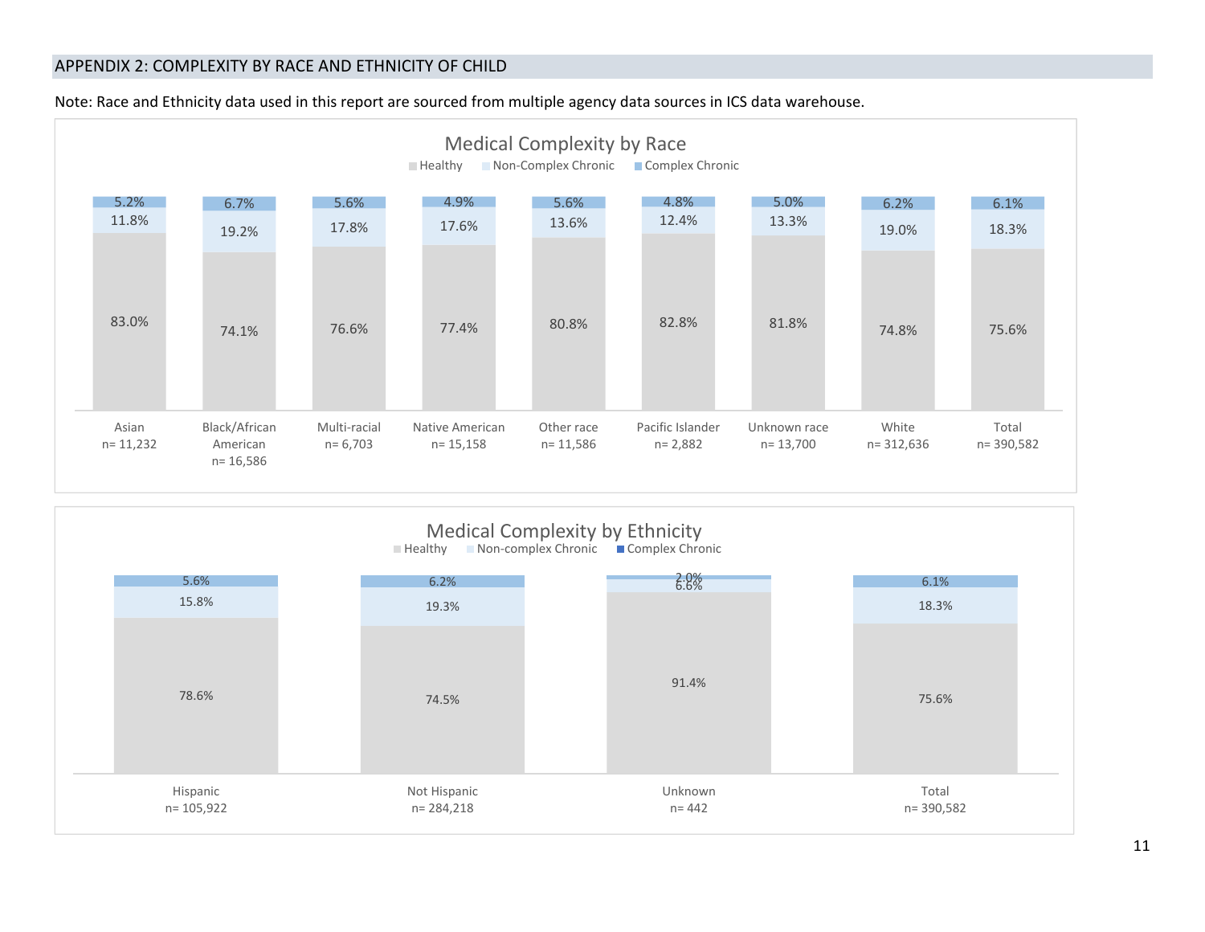## APPENDIX 2: COMPLEXITY BY RACE AND ETHNICITY OF CHILD

Note: Race and Ethnicity data used in this report are sourced from multiple agency data sources in ICS data warehouse.

**Medical Complexity by Race**

| Race | Healthy | Non-Complex Chronic | Complex Chronic |
|---|---|---|---|
| Asian n= 11,232 | 83.0% | 11.8% | 5.2% |
| Black/African American n= 16,586 | 74.1% | 19.2% | 6.7% |
| Multi-racial n= 6,703 | 76.6% | 17.8% | 5.6% |
| Native American n= 15,158 | 77.4% | 17.6% | 4.9% |
| Other race n= 11,586 | 80.8% | 13.6% | 5.6% |
| Pacific Islander n= 2,882 | 82.8% | 12.4% | 4.8% |
| Unknown race n= 13,700 | 81.8% | 13.3% | 5.0% |
| White n= 312,636 | 74.8% | 19.0% | 6.2% |
| Total n= 390,582 | 75.6% | 18.3% | 6.1% |

**Medical Complexity by Ethnicity**

| Ethnicity | Healthy | Non-complex Chronic | Complex Chronic |
|---|---|---|---|
| Hispanic n= 105,922 | 78.6% | 15.8% | 5.6% |
| Not Hispanic n= 284,218 | 74.5% | 19.3% | 6.2% |
| Unknown n= 442 | 91.4% | 6.6% | 2.0% |
| Total n= 390,582 | 75.6% | 18.3% | 6.1% |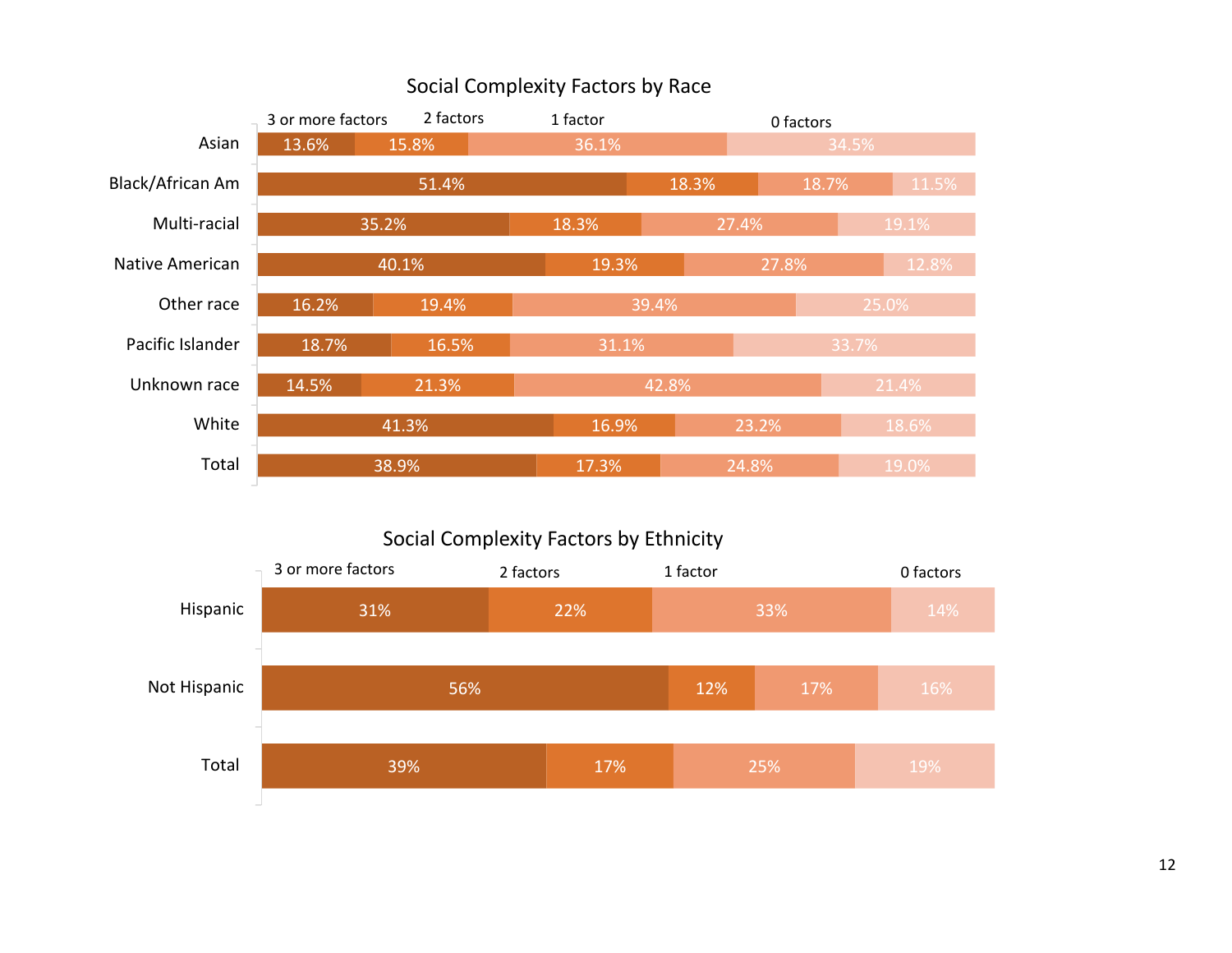## Social Complexity Factors by Race

| Race | 3 or more factors | 2 factors | 1 factor | 0 factors |
|---|---|---|---|---|
| Asian | 13.6% | 15.8% | 36.1% | 34.5% |
| Black/African Am | 51.4% | 18.3% | 18.7% | 11.5% |
| Multi-racial | 35.2% | 18.3% | 27.4% | 19.1% |
| Native American | 40.1% | 19.3% | 27.8% | 12.8% |
| Other race | 16.2% | 19.4% | 39.4% | 25.0% |
| Pacific Islander | 18.7% | 16.5% | 31.1% | 33.7% |
| Unknown race | 14.5% | 21.3% | 42.8% | 21.4% |
| White | 41.3% | 16.9% | 23.2% | 18.6% |
| Total | 38.9% | 17.3% | 24.8% | 19.0% |

## Social Complexity Factors by Ethnicity

| Ethnicity | 3 or more factors | 2 factors | 1 factor | 0 factors |
|---|---|---|---|---|
| Hispanic | 31% | 22% | 33% | 14% |
| Not Hispanic | 56% | 12% | 17% | 16% |
| Total | 39% | 17% | 25% | 19% |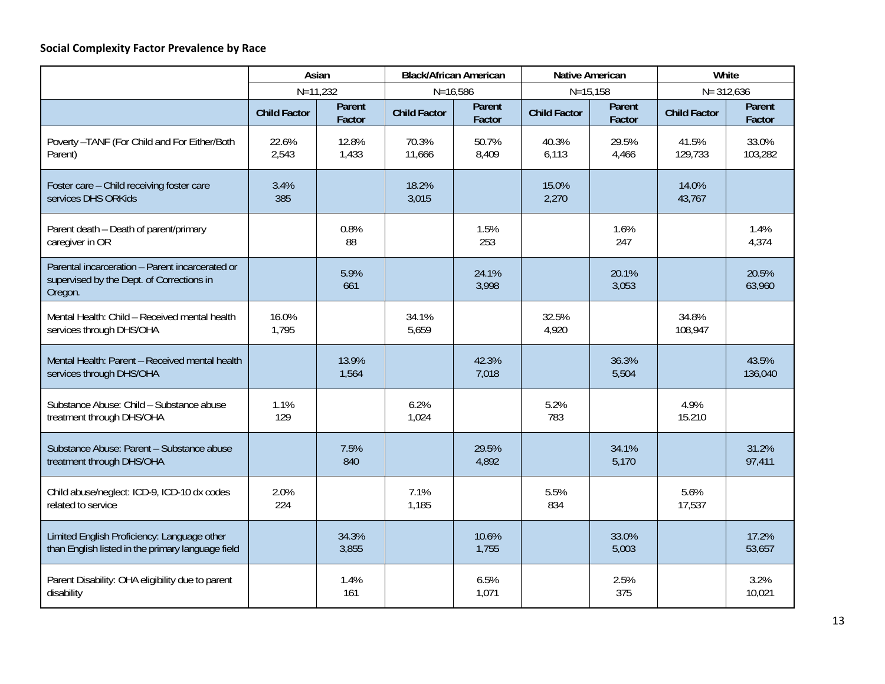**Social Complexity Factor Prevalence by Race**

| | Asian | | Black/African American | | Native American | | White | |
|---|---|---|---|---|---|---|---|---|
| | N=11,232 | | N=16,586 | | N=15,158 | | N= 312,636 | |
| | Child Factor | Parent Factor | Child Factor | Parent Factor | Child Factor | Parent Factor | Child Factor | Parent Factor |
| Poverty –TANF (For Child and For Either/Both Parent) | 22.6% 2,543 | 12.8% 1,433 | 70.3% 11,666 | 50.7% 8,409 | 40.3% 6,113 | 29.5% 4,466 | 41.5% 129,733 | 33.0% 103,282 |
| Foster care – Child receiving foster care services DHS ORKids | 3.4% 385 | | 18.2% 3,015 | | 15.0% 2,270 | | 14.0% 43,767 | |
| Parent death – Death of parent/primary caregiver in OR | | 0.8% 88 | | 1.5% 253 | | 1.6% 247 | | 1.4% 4,374 |
| Parental incarceration – Parent incarcerated or supervised by the Dept. of Corrections in Oregon. | | 5.9% 661 | | 24.1% 3,998 | | 20.1% 3,053 | | 20.5% 63,960 |
| Mental Health: Child – Received mental health services through DHS/OHA | 16.0% 1,795 | | 34.1% 5,659 | | 32.5% 4,920 | | 34.8% 108,947 | |
| Mental Health: Parent – Received mental health services through DHS/OHA | | 13.9% 1,564 | | 42.3% 7,018 | | 36.3% 5,504 | | 43.5% 136,040 |
| Substance Abuse: Child – Substance abuse treatment through DHS/OHA | 1.1% 129 | | 6.2% 1,024 | | 5.2% 783 | | 4.9% 15.210 | |
| Substance Abuse: Parent – Substance abuse treatment through DHS/OHA | | 7.5% 840 | | 29.5% 4,892 | | 34.1% 5,170 | | 31.2% 97,411 |
| Child abuse/neglect: ICD-9, ICD-10 dx codes related to service | 2.0% 224 | | 7.1% 1,185 | | 5.5% 834 | | 5.6% 17,537 | |
| Limited English Proficiency: Language other than English listed in the primary language field | | 34.3% 3,855 | | 10.6% 1,755 | | 33.0% 5,003 | | 17.2% 53,657 |
| Parent Disability: OHA eligibility due to parent disability | | 1.4% 161 | | 6.5% 1,071 | | 2.5% 375 | | 3.2% 10,021 |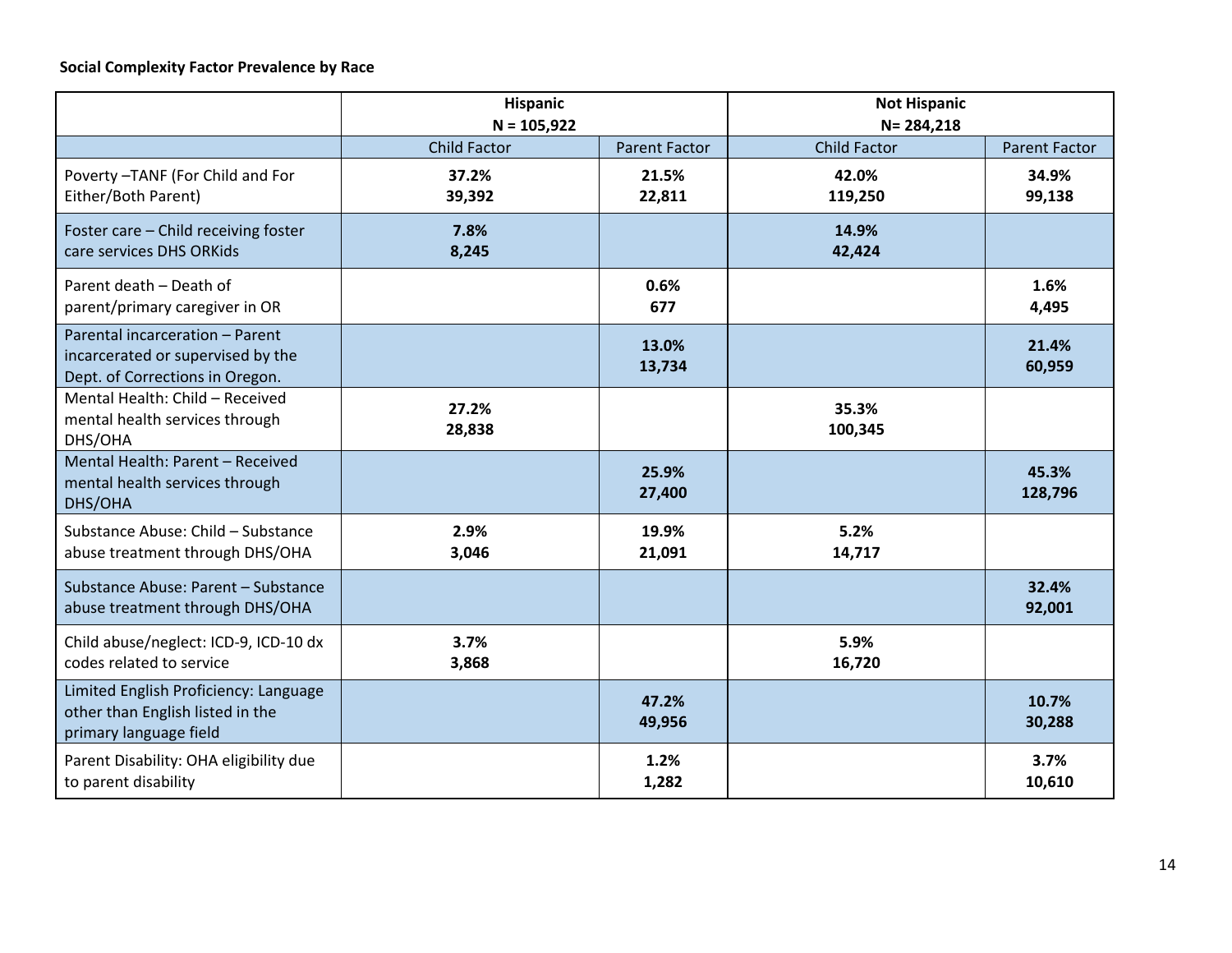**Social Complexity Factor Prevalence by Race**

| | Hispanic N = 105,922 | | Not Hispanic N= 284,218 | |
|---|---|---|---|---|
| | Child Factor | Parent Factor | Child Factor | Parent Factor |
| Poverty –TANF (For Child and For Either/Both Parent) | **37.2% 39,392** | **21.5% 22,811** | **42.0% 119,250** | **34.9% 99,138** |
| Foster care – Child receiving foster care services DHS ORKids | **7.8% 8,245** | | **14.9% 42,424** | |
| Parent death – Death of parent/primary caregiver in OR | | **0.6% 677** | | **1.6% 4,495** |
| Parental incarceration – Parent incarcerated or supervised by the Dept. of Corrections in Oregon. | | **13.0% 13,734** | | **21.4% 60,959** |
| Mental Health: Child – Received mental health services through DHS/OHA | **27.2% 28,838** | | **35.3% 100,345** | |
| Mental Health: Parent – Received mental health services through DHS/OHA | | **25.9% 27,400** | | **45.3% 128,796** |
| Substance Abuse: Child – Substance abuse treatment through DHS/OHA | **2.9% 3,046** | **19.9% 21,091** | **5.2% 14,717** | |
| Substance Abuse: Parent – Substance abuse treatment through DHS/OHA | | | | **32.4% 92,001** |
| Child abuse/neglect: ICD-9, ICD-10 dx codes related to service | **3.7% 3,868** | | **5.9% 16,720** | |
| Limited English Proficiency: Language other than English listed in the primary language field | | **47.2% 49,956** | | **10.7% 30,288** |
| Parent Disability: OHA eligibility due to parent disability | | **1.2% 1,282** | | **3.7% 10,610** |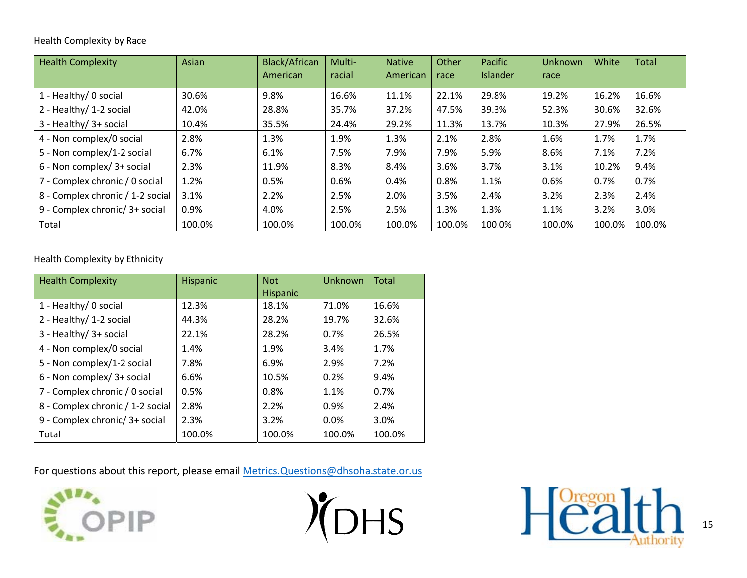Health Complexity by Race

| Health Complexity | Asian | Black/African American | Multi-racial | Native American | Other race | Pacific Islander | Unknown race | White | Total |
|---|---|---|---|---|---|---|---|---|---|
| 1 - Healthy/ 0 social | 30.6% | 9.8% | 16.6% | 11.1% | 22.1% | 29.8% | 19.2% | 16.2% | 16.6% |
| 2 - Healthy/ 1-2 social | 42.0% | 28.8% | 35.7% | 37.2% | 47.5% | 39.3% | 52.3% | 30.6% | 32.6% |
| 3 - Healthy/ 3+ social | 10.4% | 35.5% | 24.4% | 29.2% | 11.3% | 13.7% | 10.3% | 27.9% | 26.5% |
| 4 - Non complex/0 social | 2.8% | 1.3% | 1.9% | 1.3% | 2.1% | 2.8% | 1.6% | 1.7% | 1.7% |
| 5 - Non complex/1-2 social | 6.7% | 6.1% | 7.5% | 7.9% | 7.9% | 5.9% | 8.6% | 7.1% | 7.2% |
| 6 - Non complex/ 3+ social | 2.3% | 11.9% | 8.3% | 8.4% | 3.6% | 3.7% | 3.1% | 10.2% | 9.4% |
| 7 - Complex chronic / 0 social | 1.2% | 0.5% | 0.6% | 0.4% | 0.8% | 1.1% | 0.6% | 0.7% | 0.7% |
| 8 - Complex chronic / 1-2 social | 3.1% | 2.2% | 2.5% | 2.0% | 3.5% | 2.4% | 3.2% | 2.3% | 2.4% |
| 9 - Complex chronic/ 3+ social | 0.9% | 4.0% | 2.5% | 2.5% | 1.3% | 1.3% | 1.1% | 3.2% | 3.0% |
| Total | 100.0% | 100.0% | 100.0% | 100.0% | 100.0% | 100.0% | 100.0% | 100.0% | 100.0% |

Health Complexity by Ethnicity

| Health Complexity | Hispanic | Not Hispanic | Unknown | Total |
|---|---|---|---|---|
| 1 - Healthy/ 0 social | 12.3% | 18.1% | 71.0% | 16.6% |
| 2 - Healthy/ 1-2 social | 44.3% | 28.2% | 19.7% | 32.6% |
| 3 - Healthy/ 3+ social | 22.1% | 28.2% | 0.7% | 26.5% |
| 4 - Non complex/0 social | 1.4% | 1.9% | 3.4% | 1.7% |
| 5 - Non complex/1-2 social | 7.8% | 6.9% | 2.9% | 7.2% |
| 6 - Non complex/ 3+ social | 6.6% | 10.5% | 0.2% | 9.4% |
| 7 - Complex chronic / 0 social | 0.5% | 0.8% | 1.1% | 0.7% |
| 8 - Complex chronic / 1-2 social | 2.8% | 2.2% | 0.9% | 2.4% |
| 9 - Complex chronic/ 3+ social | 2.3% | 3.2% | 0.0% | 3.0% |
| Total | 100.0% | 100.0% | 100.0% | 100.0% |

For questions about this report, please email [Metrics.Questions@dhsoha.state.or.us](mailto:Metrics.Questions@dhsoha.state.or.us)

OPIP

DHS

Oregon Health Authority